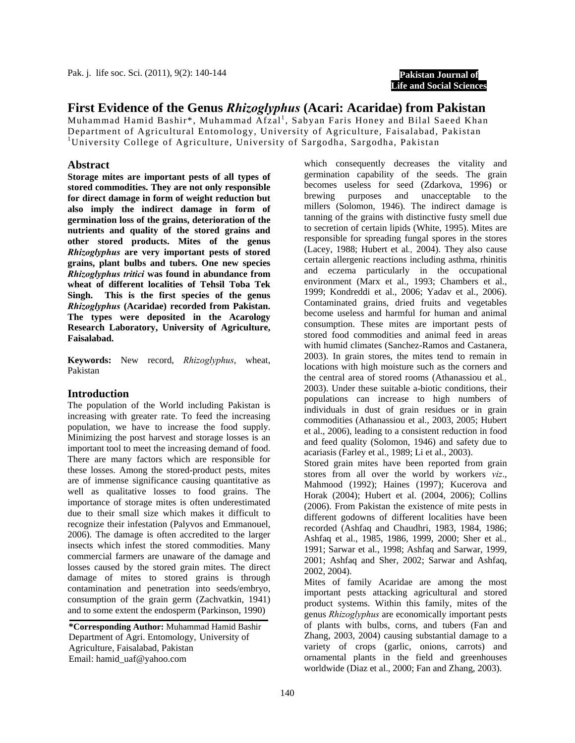# First Evidence of the Genus *Rhizoglyphus* (Acari: Acaridae) from Pakistan

Muhammad Hamid Bashir*, Muhammad Afzal[1], Sabyan Faris Honey and Bilal Saeed Khan

Department of Agricultural Entomology, University of Agriculture, Faisalabad, Pakistan

[1]University College of Agriculture, University of Sargodha, Sargodha, Pakistan

## Abstract

**Storage mites are important pests of all types of stored commodities. They are not only responsible for direct damage in form of weight reduction but also imply the indirect damage in form of germination loss of the grains, deterioration of the nutrients and quality of the stored grains and other stored products. Mites of the genus *Rhizoglyphus* are very important pests of stored grains, plant bulbs and tubers. One new species *Rhizoglyphus tritici* was found in abundance from wheat of different localities of Tehsil Toba Tek Singh. This is the first species of the genus *Rhizoglyphus* (Acaridae) recorded from Pakistan. The types were deposited in the Acarology Research Laboratory, University of Agriculture, Faisalabad.**

**Keywords:** New record, *Rhizoglyphus*, wheat, Pakistan

## Introduction

The population of the World including Pakistan is increasing with greater rate. To feed the increasing population, we have to increase the food supply. Minimizing the post harvest and storage losses is an important tool to meet the increasing demand of food. There are many factors which are responsible for these losses. Among the stored-product pests, mites are of immense significance causing quantitative as well as qualitative losses to food grains. The importance of storage mites is often underestimated due to their small size which makes it difficult to recognize their infestation (Palyvos and Emmanouel, 2006). The damage is often accredited to the larger insects which infest the stored commodities. Many commercial farmers are unaware of the damage and losses caused by the stored grain mites. The direct damage of mites to stored grains is through contamination and penetration into seeds/embryo, consumption of the grain germ (Zachvatkin, 1941) and to some extent the endosperm (Parkinson, 1990) which consequently decreases the vitality and germination capability of the seeds. The grain becomes useless for seed (Zdarkova, 1996) or brewing purposes and unacceptable to the millers (Solomon, 1946). The indirect damage is tanning of the grains with distinctive fusty smell due to secretion of certain lipids (White, 1995). Mites are responsible for spreading fungal spores in the stores (Lacey, 1988; Hubert et al*.,* 2004). They also cause certain allergenic reactions including asthma, rhinitis and eczema particularly in the occupational environment (Marx et al., 1993; Chambers et al., 1999; Kondreddi et al., 2006; Yadav et al., 2006). Contaminated grains, dried fruits and vegetables become useless and harmful for human and animal consumption. These mites are important pests of stored food commodities and animal feed in areas with humid climates (Sanchez-Ramos and Castanera, 2003). In grain stores, the mites tend to remain in locations with high moisture such as the corners and the central area of stored rooms (Athanassiou et al*.,* 2003). Under these suitable a-biotic conditions, their populations can increase to high numbers of individuals in dust of grain residues or in grain commodities (Athanassiou et al., 2003, 2005; Hubert et al., 2006), leading to a consistent reduction in food and feed quality (Solomon, 1946) and safety due to acariasis (Farley et al., 1989; Li et al., 2003).

Stored grain mites have been reported from grain stores from all over the world by workers *viz*., Mahmood (1992); Haines (1997); Kucerova and Horak (2004); Hubert et al. (2004, 2006); Collins (2006). From Pakistan the existence of mite pests in different godowns of different localities have been recorded (Ashfaq and Chaudhri, 1983, 1984, 1986; Ashfaq et al., 1985, 1986, 1999, 2000; Sher et al*.,* 1991; Sarwar et al., 1998; Ashfaq and Sarwar, 1999, 2001; Ashfaq and Sher, 2002; Sarwar and Ashfaq, 2002, 2004).

Mites of family Acaridae are among the most important pests attacking agricultural and stored product systems. Within this family, mites of the genus *Rhizoglyphus* are economically important pests of plants with bulbs, corns, and tubers (Fan and Zhang, 2003, 2004) causing substantial damage to a variety of crops (garlic, onions, carrots) and ornamental plants in the field and greenhouses worldwide (Diaz et al., 2000; Fan and Zhang, 2003).

**\*Corresponding Author:** Muhammad Hamid Bashir
Department of Agri. Entomology, University of Agriculture, Faisalabad, Pakistan
Email: hamid_uaf@yahoo.com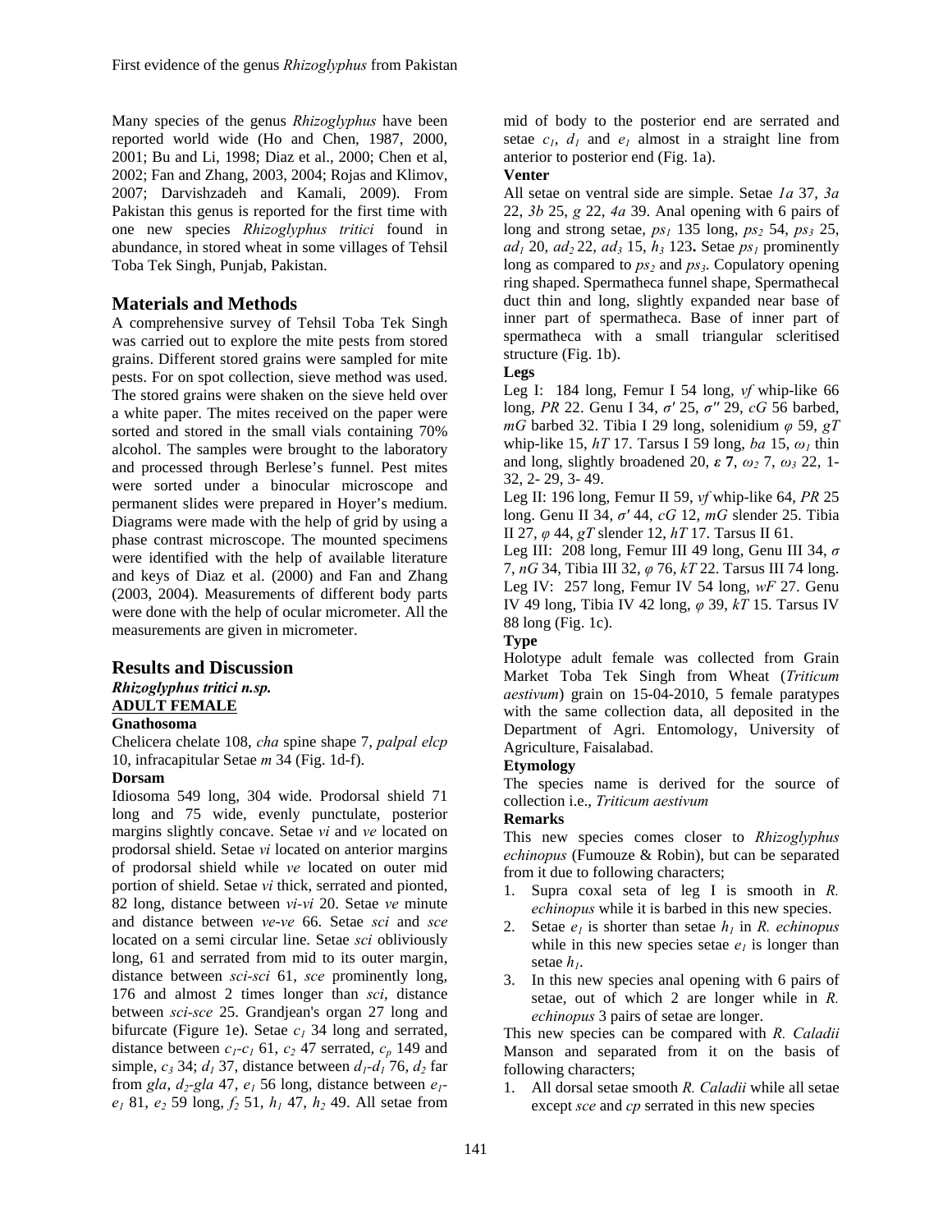Many species of the genus *Rhizoglyphus* have been reported world wide (Ho and Chen, 1987, 2000, 2001; Bu and Li, 1998; Diaz et al., 2000; Chen et al, 2002; Fan and Zhang, 2003, 2004; Rojas and Klimov, 2007; Darvishzadeh and Kamali, 2009). From Pakistan this genus is reported for the first time with one new species *Rhizoglyphus tritici* found in abundance, in stored wheat in some villages of Tehsil Toba Tek Singh, Punjab, Pakistan.

## Materials and Methods

A comprehensive survey of Tehsil Toba Tek Singh was carried out to explore the mite pests from stored grains. Different stored grains were sampled for mite pests. For on spot collection, sieve method was used. The stored grains were shaken on the sieve held over a white paper. The mites received on the paper were sorted and stored in the small vials containing 70% alcohol. The samples were brought to the laboratory and processed through Berlese's funnel. Pest mites were sorted under a binocular microscope and permanent slides were prepared in Hoyer's medium. Diagrams were made with the help of grid by using a phase contrast microscope. The mounted specimens were identified with the help of available literature and keys of Diaz et al. (2000) and Fan and Zhang (2003, 2004). Measurements of different body parts were done with the help of ocular micrometer. All the measurements are given in micrometer.

## Results and Discussion

***Rhizoglyphus tritici n.sp.***

**ADULT FEMALE**

**Gnathosoma**

Chelicera chelate 108, *cha* spine shape 7, *palpal elcp* 10, infracapitular Setae *m* 34 (Fig. 1d-f).

**Dorsam**

Idiosoma 549 long, 304 wide. Prodorsal shield 71 long and 75 wide, evenly punctulate, posterior margins slightly concave. Setae *vi* and *ve* located on prodorsal shield. Setae *vi* located on anterior margins of prodorsal shield while *ve* located on outer mid portion of shield. Setae *vi* thick, serrated and pionted, 82 long, distance between *vi-vi* 20. Setae *ve* minute and distance between *ve-ve* 66. Setae *sci* and *sce* located on a semi circular line. Setae *sci* obliviously long, 61 and serrated from mid to its outer margin, distance between *sci-sci* 61, *sce* prominently long, 176 and almost 2 times longer than *sci*, distance between *sci-sce* 25. Grandjean's organ 27 long and bifurcate (Figure 1e). Setae $c_1$ 34 long and serrated, distance between $c_1$-$c_1$ 61, $c_2$ 47 serrated, $c_p$ 149 and simple, $c_3$ 34; $d_1$ 37, distance between $d_1$-$d_1$ 76, $d_2$ far from *gla*, $d_2$-*gla* 47, $e_1$ 56 long, distance between $e_1$-$e_1$ 81, $e_2$ 59 long, $f_2$ 51, $h_1$ 47, $h_2$ 49. All setae from mid of body to the posterior end are serrated and setae $c_1$, $d_1$ and $e_1$ almost in a straight line from anterior to posterior end (Fig. 1a).

**Venter**

All setae on ventral side are simple. Setae *1a* 37, *3a* 22, *3b* 25, *g* 22, *4a* 39. Anal opening with 6 pairs of long and strong setae, $ps_1$ 135 long, $ps_2$ 54, $ps_3$ 25, $ad_1$ 20, $ad_2$ 22, $ad_3$ 15, $h_3$ 123**.** Setae $ps_1$ prominently long as compared to $ps_2$ and $ps_3$. Copulatory opening ring shaped. Spermatheca funnel shape, Spermathecal duct thin and long, slightly expanded near base of inner part of spermatheca. Base of inner part of spermatheca with a small triangular scleritised structure (Fig. 1b).

**Legs**

Leg I: 184 long, Femur I 54 long, *vf* whip-like 66 long, *PR* 22. Genu I 34, *σ′* 25, *σ″* 29, *cG* 56 barbed, *mG* barbed 32. Tibia I 29 long, solenidium *φ* 59, *gT* whip-like 15, *hT* 17. Tarsus I 59 long, *ba* 15, $\omega_1$ thin and long, slightly broadened 20, ***ε* 7**, $\omega_2$ 7, $\omega_3$ 22, 1- 32, 2- 29, 3- 49.

Leg II: 196 long, Femur II 59, *vf* whip-like 64, *PR* 25 long. Genu II 34, *σ′* 44, *cG* 12, *mG* slender 25. Tibia II 27, *φ* 44, *gT* slender 12, *hT* 17. Tarsus II 61.

Leg III: 208 long, Femur III 49 long, Genu III 34, *σ* 7, *nG* 34, Tibia III 32, *φ* 76, *kT* 22. Tarsus III 74 long.

Leg IV: 257 long, Femur IV 54 long, *wF* 27. Genu IV 49 long, Tibia IV 42 long, *φ* 39, *kT* 15. Tarsus IV 88 long (Fig. 1c).

**Type**

Holotype adult female was collected from Grain Market Toba Tek Singh from Wheat (*Triticum aestivum*) grain on 15-04-2010, 5 female paratypes with the same collection data, all deposited in the Department of Agri. Entomology, University of Agriculture, Faisalabad.

**Etymology**

The species name is derived for the source of collection i.e., *Triticum aestivum*

**Remarks**

This new species comes closer to *Rhizoglyphus echinopus* (Fumouze & Robin), but can be separated from it due to following characters;

1. Supra coxal seta of leg I is smooth in *R. echinopus* while it is barbed in this new species.
2. Setae $e_1$ is shorter than setae $h_1$ in *R. echinopus* while in this new species setae $e_1$ is longer than setae $h_1$.
3. In this new species anal opening with 6 pairs of setae, out of which 2 are longer while in *R. echinopus* 3 pairs of setae are longer.

This new species can be compared with *R. Caladii* Manson and separated from it on the basis of following characters;

1. All dorsal setae smooth *R. Caladii* while all setae except *sce* and *cp* serrated in this new species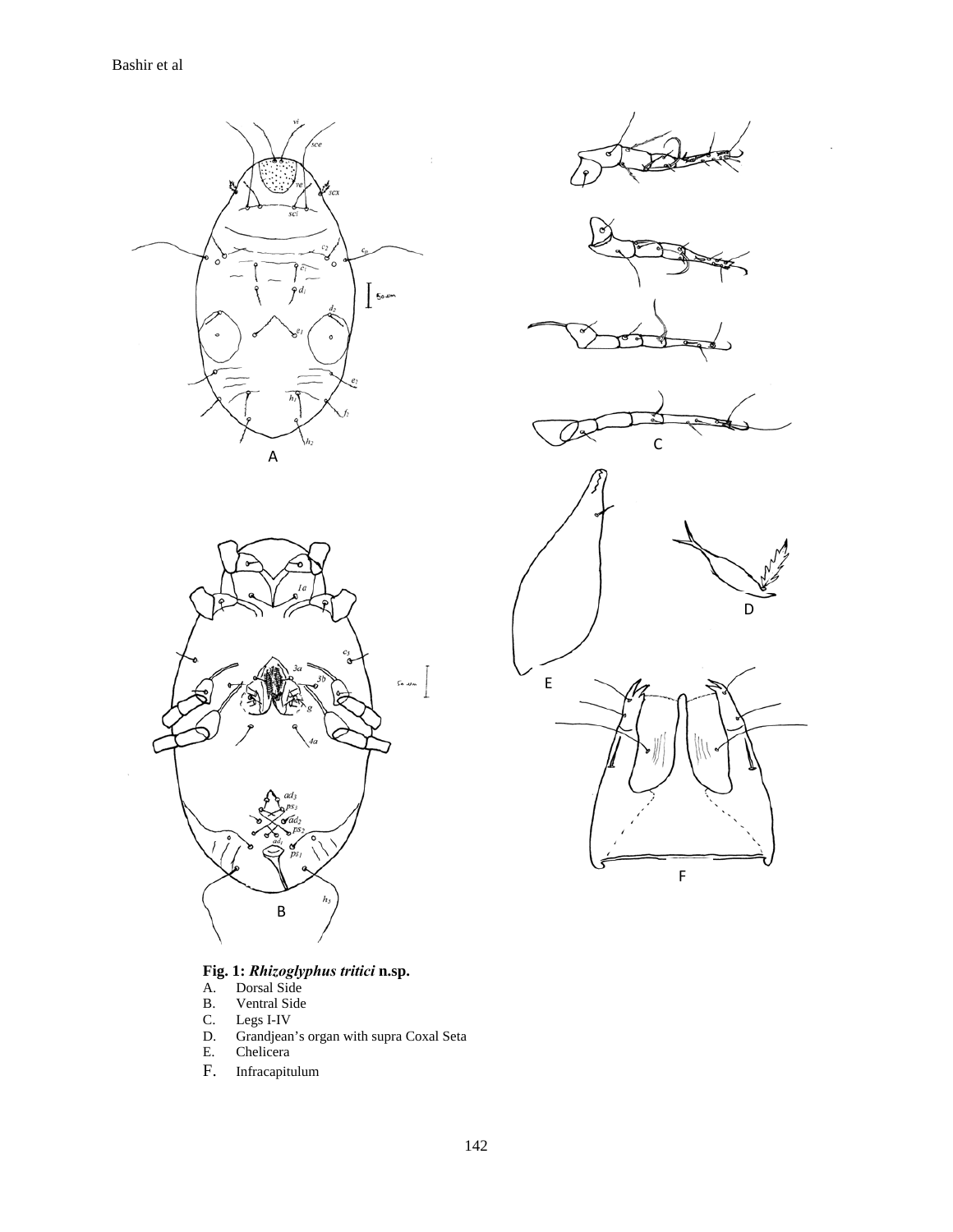**Fig. 1: *Rhizoglyphus tritici* n.sp.**

A. Dorsal Side
B. Ventral Side
C. Legs I-IV
D. Grandjean's organ with supra Coxal Seta
E. Chelicera
F. Infracapitulum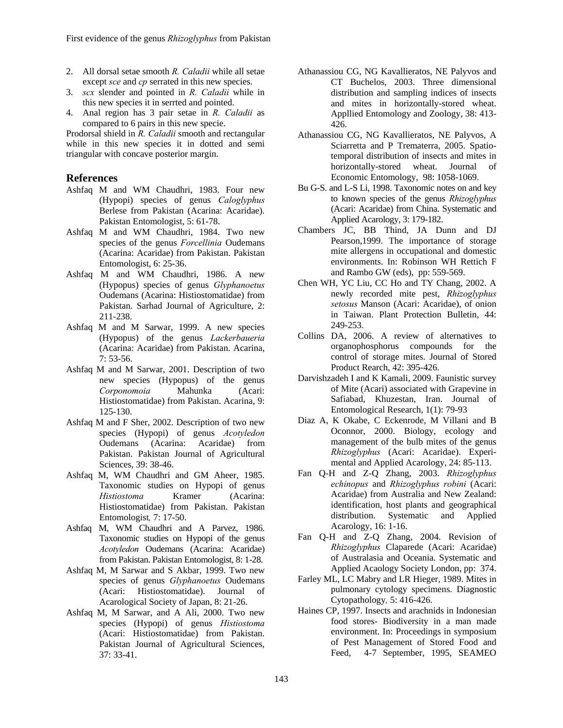2. All dorsal setae smooth *R. Caladii* while all setae except *sce* and *cp* serrated in this new species.
3. *scx* slender and pointed in *R. Caladii* while in this new species it in serrted and pointed.
4. Anal region has 3 pair setae in *R. Caladii* as compared to 6 pairs in this new specie.

Prodorsal shield in *R. Caladii* smooth and rectangular while in this new species it in dotted and semi triangular with concave posterior margin.

## References

Ashfaq M and WM Chaudhri, 1983. Four new (Hypopi) species of genus *Caloglyphus* Berlese from Pakistan (Acarina: Acaridae). Pakistan Entomologist, 5: 61-78.

Ashfaq M and WM Chaudhri, 1984. Two new species of the genus *Forcellinia* Oudemans (Acarina: Acaridae) from Pakistan. Pakistan Entomologist, 6: 25-36.

Ashfaq M and WM Chaudhri, 1986. A new (Hypopus) species of genus *Glyphanoetus* Oudemans (Acarina: Histiostomatidae) from Pakistan. Sarhad Journal of Agriculture, 2: 211-238.

Ashfaq M and M Sarwar, 1999. A new species (Hypopus) of the genus *Lackerbaueria* (Acarina: Acaridae) from Pakistan. Acarina, 7: 53-56.

Ashfaq M and M Sarwar, 2001. Description of two new species (Hypopus) of the genus *Corponomoia* Mahunka (Acari: Histiostomatidae) from Pakistan. Acarina, 9: 125-130.

Ashfaq M and F Sher, 2002. Description of two new species (Hypopi) of genus *Acotyledon* Oudemans (Acarina: Acaridae) from Pakistan. Pakistan Journal of Agricultural Sciences, 39: 38-46.

Ashfaq M, WM Chaudhri and GM Aheer, 1985. Taxonomic studies on Hypopi of genus *Histiostoma* Kramer (Acarina: Histiostomatidae) from Pakistan. Pakistan Entomologist, 7: 17-50.

Ashfaq M, WM Chaudhri and A Parvez, 1986. Taxonomic studies on Hypopi of the genus *Acotyledon* Oudemans (Acarina: Acaridae) from Pakistan. Pakistan Entomologist, 8: 1-28.

Ashfaq M, M Sarwar and S Akbar, 1999. Two new species of genus *Glyphanoetus* Oudemans (Acari: Histiostomatidae). Journal of Acarological Society of Japan, 8: 21-26.

Ashfaq M, M Sarwar, and A Ali, 2000. Two new species (Hypopi) of genus *Histiostoma* (Acari: Histiostomatidae) from Pakistan. Pakistan Journal of Agricultural Sciences, 37: 33-41.

Athanassiou CG, NG Kavallieratos, NE Palyvos and CT Buchelos, 2003. Three dimensional distribution and sampling indices of insects and mites in horizontally-stored wheat. Appllied Entomology and Zoology, 38: 413-426.

Athanassiou CG, NG Kavallieratos, NE Palyvos, A Sciarretta and P Trematerra, 2005. Spatio-temporal distribution of insects and mites in horizontally-stored wheat. Journal of Economic Entomology, 98: 1058-1069.

Bu G-S. and L-S Li, 1998. Taxonomic notes on and key to known species of the genus *Rhizoglyphus* (Acari: Acaridae) from China. Systematic and Applied Acarology, 3: 179-182.

Chambers JC, BB Thind, JA Dunn and DJ Pearson,1999. The importance of storage mite allergens in occupational and domestic environments. In: Robinson WH Rettich F and Rambo GW (eds), pp: 559-569.

Chen WH, YC Liu, CC Ho and TY Chang, 2002. A newly recorded mite pest, *Rhizoglyphus setosus* Manson (Acari: Acaridae), of onion in Taiwan. Plant Protection Bulletin, 44: 249-253.

Collins DA, 2006. A review of alternatives to organophosphorus compounds for the control of storage mites. Journal of Stored Product Rearch, 42: 395-426.

Darvishzadeh I and K Kamali, 2009. Faunistic survey of Mite (Acari) associated with Grapevine in Safiabad, Khuzestan, Iran. Journal of Entomological Research, 1(1): 79-93

Diaz A, K Okabe, C Eckenrode, M Villani and B Oconnor, 2000. Biology, ecology and management of the bulb mites of the genus *Rhizoglyphus* (Acari: Acaridae). Experimental and Applied Acarology, 24: 85-113.

Fan Q-H and Z-Q Zhang, 2003. *Rhizoglyphus echinopus* and *Rhizoglyphus robini* (Acari: Acaridae) from Australia and New Zealand: identification, host plants and geographical distribution. Systematic and Applied Acarology, 16: 1-16.

Fan Q-H and Z-Q Zhang, 2004. Revision of *Rhizoglyphus* Claparede (Acari: Acaridae) of Australasia and Oceania. Systematic and Applied Acaology Society London, pp: 374.

Farley ML, LC Mabry and LR Hieger, 1989. Mites in pulmonary cytology specimens. Diagnostic Cytopathology, 5: 416-426.

Haines CP, 1997. Insects and arachnids in Indonesian food stores- Biodiversity in a man made environment. In: Proceedings in symposium of Pest Management of Stored Food and Feed, 4-7 September, 1995, SEAMEO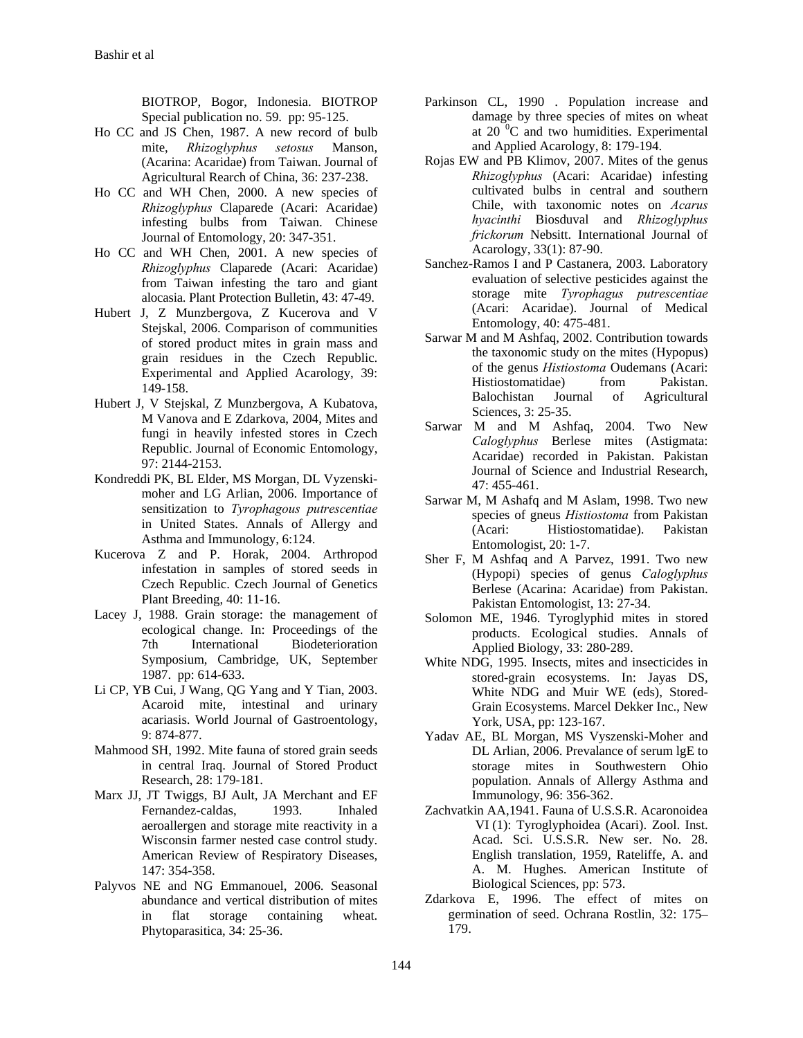BIOTROP, Bogor, Indonesia. BIOTROP Special publication no. 59. pp: 95-125.

Ho CC and JS Chen, 1987. A new record of bulb mite, *Rhizoglyphus setosus* Manson, (Acarina: Acaridae) from Taiwan. Journal of Agricultural Rearch of China, 36: 237-238.

Ho CC and WH Chen, 2000. A new species of *Rhizoglyphus* Claparede (Acari: Acaridae) infesting bulbs from Taiwan. Chinese Journal of Entomology, 20: 347-351.

Ho CC and WH Chen, 2001. A new species of *Rhizoglyphus* Claparede (Acari: Acaridae) from Taiwan infesting the taro and giant alocasia. Plant Protection Bulletin, 43: 47-49.

Hubert J, Z Munzbergova, Z Kucerova and V Stejskal, 2006. Comparison of communities of stored product mites in grain mass and grain residues in the Czech Republic. Experimental and Applied Acarology, 39: 149-158.

Hubert J, V Stejskal, Z Munzbergova, A Kubatova, M Vanova and E Zdarkova, 2004, Mites and fungi in heavily infested stores in Czech Republic. Journal of Economic Entomology, 97: 2144-2153.

Kondreddi PK, BL Elder, MS Morgan, DL Vyzenski-moher and LG Arlian, 2006. Importance of sensitization to *Tyrophagous putrescentiae* in United States. Annals of Allergy and Asthma and Immunology, 6:124.

Kucerova Z and P. Horak, 2004. Arthropod infestation in samples of stored seeds in Czech Republic. Czech Journal of Genetics Plant Breeding, 40: 11-16.

Lacey J, 1988. Grain storage: the management of ecological change. In: Proceedings of the 7th International Biodeterioration Symposium, Cambridge, UK, September 1987. pp: 614-633.

Li CP, YB Cui, J Wang, QG Yang and Y Tian, 2003. Acaroid mite, intestinal and urinary acariasis. World Journal of Gastroentology, 9: 874-877.

Mahmood SH, 1992. Mite fauna of stored grain seeds in central Iraq. Journal of Stored Product Research, 28: 179-181.

Marx JJ, JT Twiggs, BJ Ault, JA Merchant and EF Fernandez-caldas, 1993. Inhaled aeroallergen and storage mite reactivity in a Wisconsin farmer nested case control study. American Review of Respiratory Diseases, 147: 354-358.

Palyvos NE and NG Emmanouel, 2006. Seasonal abundance and vertical distribution of mites in flat storage containing wheat. Phytoparasitica, 34: 25-36.

Parkinson CL, 1990 . Population increase and damage by three species of mites on wheat at 20 $^{0}$C and two humidities. Experimental and Applied Acarology, 8: 179-194.

Rojas EW and PB Klimov, 2007. Mites of the genus *Rhizoglyphus* (Acari: Acaridae) infesting cultivated bulbs in central and southern Chile, with taxonomic notes on *Acarus hyacinthi* Biosduval and *Rhizoglyphus frickorum* Nebsitt. International Journal of Acarology, 33(1): 87-90.

Sanchez-Ramos I and P Castanera, 2003. Laboratory evaluation of selective pesticides against the storage mite *Tyrophagus putrescentiae* (Acari: Acaridae). Journal of Medical Entomology, 40: 475-481.

Sarwar M and M Ashfaq, 2002. Contribution towards the taxonomic study on the mites (Hypopus) of the genus *Histiostoma* Oudemans (Acari: Histiostomatidae) from Pakistan. Balochistan Journal of Agricultural Sciences, 3: 25-35.

Sarwar M and M Ashfaq, 2004. Two New *Caloglyphus* Berlese mites (Astigmata: Acaridae) recorded in Pakistan. Pakistan Journal of Science and Industrial Research, 47: 455-461.

Sarwar M, M Ashafq and M Aslam, 1998. Two new species of gneus *Histiostoma* from Pakistan (Acari: Histiostomatidae). Pakistan Entomologist, 20: 1-7.

Sher F, M Ashfaq and A Parvez, 1991. Two new (Hypopi) species of genus *Caloglyphus* Berlese (Acarina: Acaridae) from Pakistan. Pakistan Entomologist, 13: 27-34.

Solomon ME, 1946. Tyroglyphid mites in stored products. Ecological studies. Annals of Applied Biology, 33: 280-289.

White NDG, 1995. Insects, mites and insecticides in stored-grain ecosystems. In: Jayas DS, White NDG and Muir WE (eds), Stored-Grain Ecosystems. Marcel Dekker Inc., New York, USA, pp: 123-167.

Yadav AE, BL Morgan, MS Vyszenski-Moher and DL Arlian, 2006. Prevalance of serum lgE to storage mites in Southwestern Ohio population. Annals of Allergy Asthma and Immunology, 96: 356-362.

Zachvatkin AA,1941. Fauna of U.S.S.R. Acaronoidea VI (1): Tyroglyphoidea (Acari). Zool. Inst. Acad. Sci. U.S.S.R. New ser. No. 28. English translation, 1959, Rateliffe, A. and A. M. Hughes. American Institute of Biological Sciences, pp: 573.

Zdarkova E, 1996. The effect of mites on germination of seed. Ochrana Rostlin, 32: 175–179.